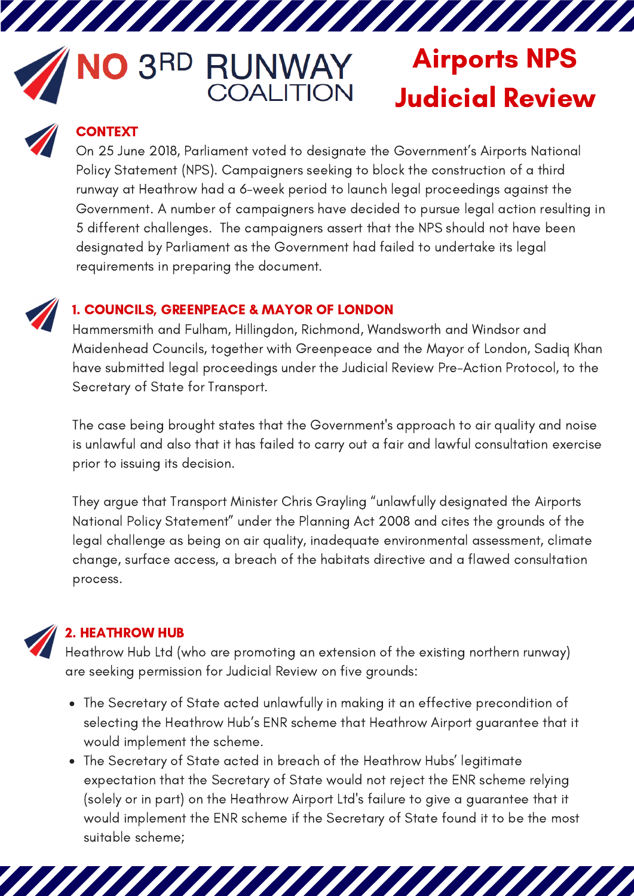# NO 3RD RUNWAY COALITION

# Airports NPS Judicial Review

## CONTEXT

On 25 June 2018, Parliament voted to designate the Government's Airports National Policy Statement (NPS). Campaigners seeking to block the construction of a third runway at Heathrow had a 6-week period to launch legal proceedings against the Government. A number of campaigners have decided to pursue legal action resulting in 5 different challenges. The campaigners assert that the NPS should not have been designated by Parliament as the Government had failed to undertake its legal requirements in preparing the document.

## 1. COUNCILS, GREENPEACE & MAYOR OF LONDON

Hammersmith and Fulham, Hillingdon, Richmond, Wandsworth and Windsor and Maidenhead Councils, together with Greenpeace and the Mayor of London, Sadiq Khan have submitted legal proceedings under the Judicial Review Pre-Action Protocol, to the Secretary of State for Transport.

The case being brought states that the Government's approach to air quality and noise is unlawful and also that it has failed to carry out a fair and lawful consultation exercise prior to issuing its decision.

They argue that Transport Minister Chris Grayling "unlawfully designated the Airports National Policy Statement" under the Planning Act 2008 and cites the grounds of the legal challenge as being on air quality, inadequate environmental assessment, climate change, surface access, a breach of the habitats directive and a flawed consultation process.

## 2. HEATHROW HUB

Heathrow Hub Ltd (who are promoting an extension of the existing northern runway) are seeking permission for Judicial Review on five grounds:

- The Secretary of State acted unlawfully in making it an effective precondition of selecting the Heathrow Hub's ENR scheme that Heathrow Airport guarantee that it would implement the scheme.
- The Secretary of State acted in breach of the Heathrow Hubs' legitimate expectation that the Secretary of State would not reject the ENR scheme relying (solely or in part) on the Heathrow Airport Ltd's failure to give a guarantee that it would implement the ENR scheme if the Secretary of State found it to be the most suitable scheme;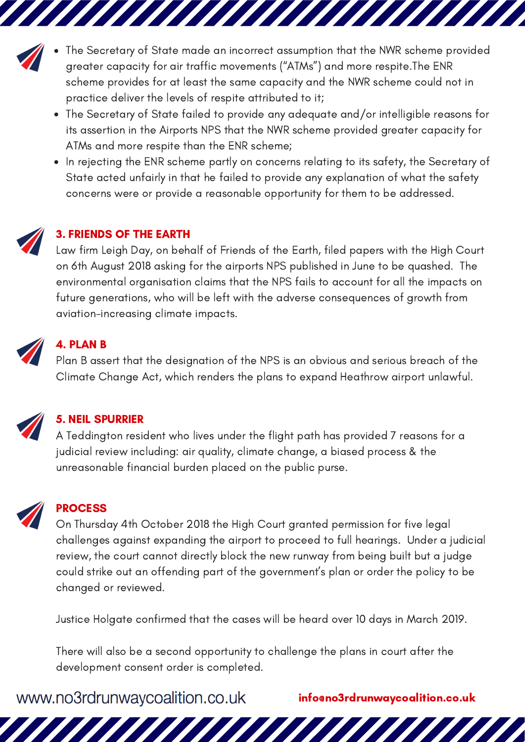- The Secretary of State made an incorrect assumption that the NWR scheme provided greater capacity for air traffic movements ("ATMs") and more respite.The ENR scheme provides for at least the same capacity and the NWR scheme could not in practice deliver the levels of respite attributed to it;
- The Secretary of State failed to provide any adequate and/or intelligible reasons for its assertion in the Airports NPS that the NWR scheme provided greater capacity for ATMs and more respite than the ENR scheme;
- In rejecting the ENR scheme partly on concerns relating to its safety, the Secretary of State acted unfairly in that he failed to provide any explanation of what the safety concerns were or provide a reasonable opportunity for them to be addressed.

## 3. FRIENDS OF THE EARTH

Law firm Leigh Day, on behalf of Friends of the Earth, filed papers with the High Court on 6th August 2018 asking for the airports NPS published in June to be quashed. The environmental organisation claims that the NPS fails to account for all the impacts on future generations, who will be left with the adverse consequences of growth from aviation-increasing climate impacts.

## 4. PLAN B

Plan B assert that the designation of the NPS is an obvious and serious breach of the Climate Change Act, which renders the plans to expand Heathrow airport unlawful.

## 5. NEIL SPURRIER

A Teddington resident who lives under the flight path has provided 7 reasons for a judicial review including: air quality, climate change, a biased process & the unreasonable financial burden placed on the public purse.

## PROCESS

On Thursday 4th October 2018 the High Court granted permission for five legal challenges against expanding the airport to proceed to full hearings. Under a judicial review, the court cannot directly block the new runway from being built but a judge could strike out an offending part of the government's plan or order the policy to be changed or reviewed.

Justice Holgate confirmed that the cases will be heard over 10 days in March 2019.

There will also be a second opportunity to challenge the plans in court after the development consent order is completed.

www.no3rdrunwaycoalition.co.uk info@no3rdrunwaycoalition.co.uk